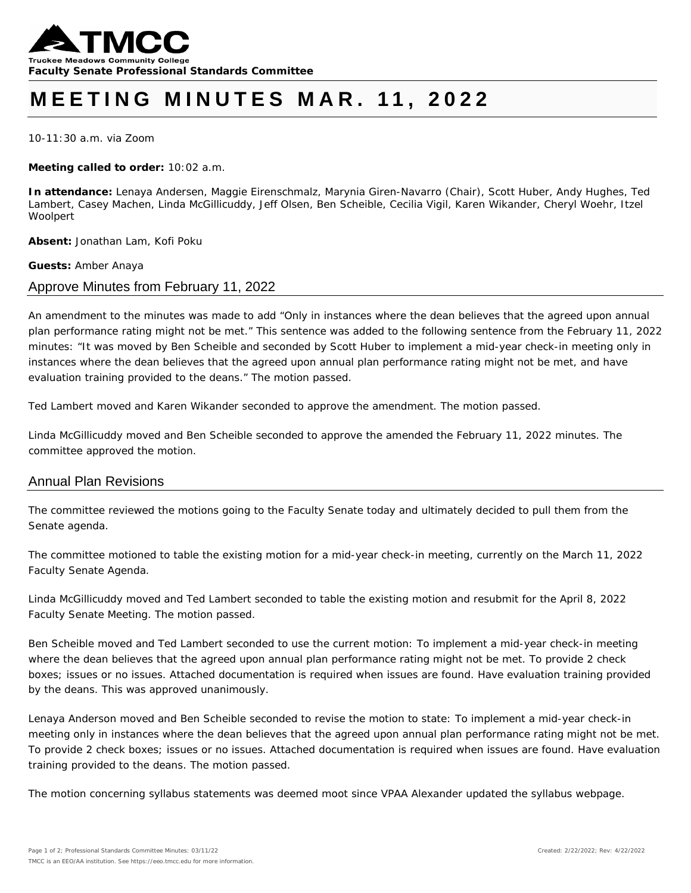Truckee Meadows Community College
**Faculty Senate Professional Standards Committee**

# MEETING MINUTES MAR. 11, 2022

10-11:30 a.m. via Zoom

**Meeting called to order:** 10:02 a.m.

**In attendance:** Lenaya Andersen, Maggie Eirenschmalz, Marynia Giren-Navarro (Chair), Scott Huber, Andy Hughes, Ted Lambert, Casey Machen, Linda McGillicuddy, Jeff Olsen, Ben Scheible, Cecilia Vigil, Karen Wikander, Cheryl Woehr, Itzel Woolpert

**Absent:** Jonathan Lam, Kofi Poku

**Guests:** Amber Anaya

## Approve Minutes from February 11, 2022

An amendment to the minutes was made to add "Only in instances where the dean believes that the agreed upon annual plan performance rating might not be met." This sentence was added to the following sentence from the February 11, 2022 minutes: "It was moved by Ben Scheible and seconded by Scott Huber to implement a mid-year check-in meeting only in instances where the dean believes that the agreed upon annual plan performance rating might not be met, and have evaluation training provided to the deans." The motion passed.

Ted Lambert moved and Karen Wikander seconded to approve the amendment. The motion passed.

Linda McGillicuddy moved and Ben Scheible seconded to approve the amended the February 11, 2022 minutes. The committee approved the motion.

## Annual Plan Revisions

The committee reviewed the motions going to the Faculty Senate today and ultimately decided to pull them from the Senate agenda.

The committee motioned to table the existing motion for a mid-year check-in meeting, currently on the March 11, 2022 Faculty Senate Agenda.

Linda McGillicuddy moved and Ted Lambert seconded to table the existing motion and resubmit for the April 8, 2022 Faculty Senate Meeting. The motion passed.

Ben Scheible moved and Ted Lambert seconded to use the current motion: To implement a mid-year check-in meeting where the dean believes that the agreed upon annual plan performance rating might not be met. To provide 2 check boxes; issues or no issues. Attached documentation is required when issues are found. Have evaluation training provided by the deans. This was approved unanimously.

Lenaya Anderson moved and Ben Scheible seconded to revise the motion to state: To implement a mid-year check-in meeting only in instances where the dean believes that the agreed upon annual plan performance rating might not be met. To provide 2 check boxes; issues or no issues. Attached documentation is required when issues are found. Have evaluation training provided to the deans. The motion passed.

The motion concerning syllabus statements was deemed moot since VPAA Alexander updated the syllabus webpage.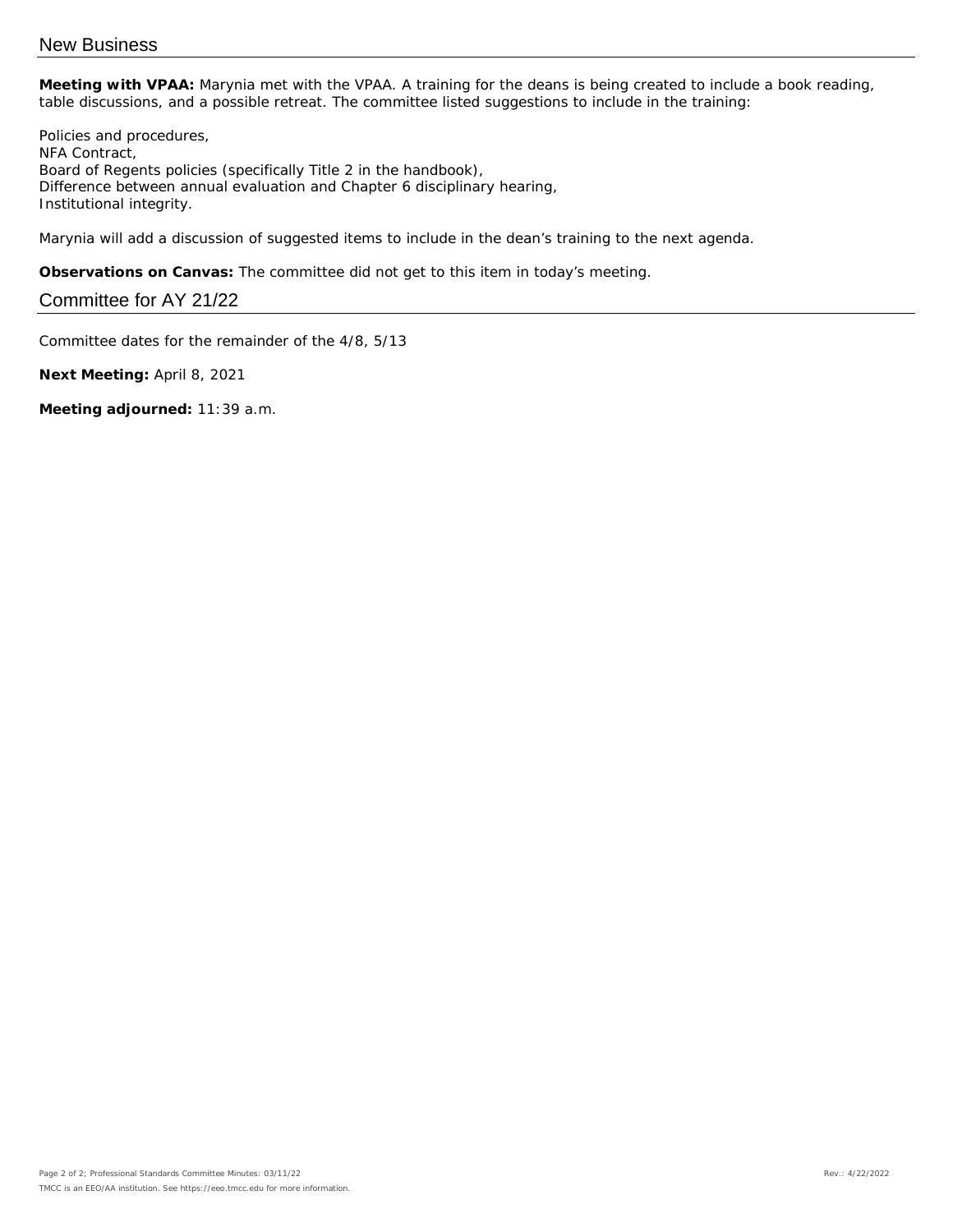## New Business

**Meeting with VPAA:** Marynia met with the VPAA. A training for the deans is being created to include a book reading, table discussions, and a possible retreat. The committee listed suggestions to include in the training:

Policies and procedures,
NFA Contract,
Board of Regents policies (specifically Title 2 in the handbook),
Difference between annual evaluation and Chapter 6 disciplinary hearing,
Institutional integrity.

Marynia will add a discussion of suggested items to include in the dean's training to the next agenda.

**Observations on Canvas:** The committee did not get to this item in today's meeting.

## Committee for AY 21/22

Committee dates for the remainder of the 4/8, 5/13

**Next Meeting:** April 8, 2021

**Meeting adjourned:** 11:39 a.m.